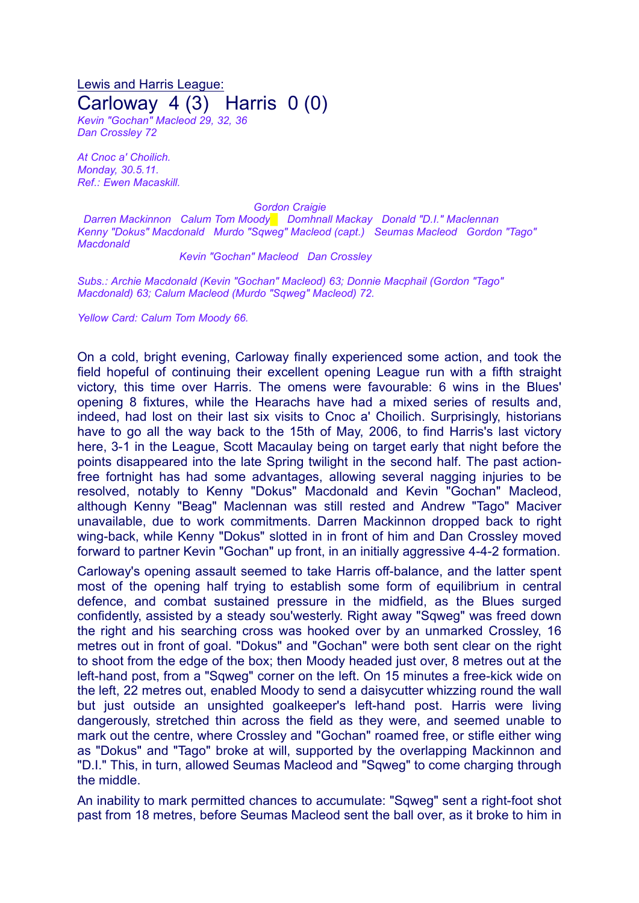Lewis and Harris League:

# Carloway 4 (3) Harris 0 (0)

*Kevin "Gochan" Macleod 29, 32, 36*
*Dan Crossley 72*

*At Cnoc a' Choilich.*
*Monday, 30.5.11.*
*Ref.: Ewen Macaskill.*

*Gordon Craigie*

*Darren Mackinnon Calum Tom Moody Domhnall Mackay Donald "D.I." Maclennan*

*Kenny "Dokus" Macdonald Murdo "Sqweg" Macleod (capt.) Seumas Macleod Gordon "Tago" Macdonald*

*Kevin "Gochan" Macleod Dan Crossley*

*Subs.: Archie Macdonald (Kevin "Gochan" Macleod) 63; Donnie Macphail (Gordon "Tago" Macdonald) 63; Calum Macleod (Murdo "Sqweg" Macleod) 72.*

*Yellow Card: Calum Tom Moody 66.*

On a cold, bright evening, Carloway finally experienced some action, and took the field hopeful of continuing their excellent opening League run with a fifth straight victory, this time over Harris. The omens were favourable: 6 wins in the Blues' opening 8 fixtures, while the Hearachs have had a mixed series of results and, indeed, had lost on their last six visits to Cnoc a' Choilich. Surprisingly, historians have to go all the way back to the 15th of May, 2006, to find Harris's last victory here, 3-1 in the League, Scott Macaulay being on target early that night before the points disappeared into the late Spring twilight in the second half. The past action-free fortnight has had some advantages, allowing several nagging injuries to be resolved, notably to Kenny "Dokus" Macdonald and Kevin "Gochan" Macleod, although Kenny "Beag" Maclennan was still rested and Andrew "Tago" Maciver unavailable, due to work commitments. Darren Mackinnon dropped back to right wing-back, while Kenny "Dokus" slotted in in front of him and Dan Crossley moved forward to partner Kevin "Gochan" up front, in an initially aggressive 4-4-2 formation.

Carloway's opening assault seemed to take Harris off-balance, and the latter spent most of the opening half trying to establish some form of equilibrium in central defence, and combat sustained pressure in the midfield, as the Blues surged confidently, assisted by a steady sou'westerly. Right away "Sqweg" was freed down the right and his searching cross was hooked over by an unmarked Crossley, 16 metres out in front of goal. "Dokus" and "Gochan" were both sent clear on the right to shoot from the edge of the box; then Moody headed just over, 8 metres out at the left-hand post, from a "Sqweg" corner on the left. On 15 minutes a free-kick wide on the left, 22 metres out, enabled Moody to send a daisycutter whizzing round the wall but just outside an unsighted goalkeeper's left-hand post. Harris were living dangerously, stretched thin across the field as they were, and seemed unable to mark out the centre, where Crossley and "Gochan" roamed free, or stifle either wing as "Dokus" and "Tago" broke at will, supported by the overlapping Mackinnon and "D.I." This, in turn, allowed Seumas Macleod and "Sqweg" to come charging through the middle.

An inability to mark permitted chances to accumulate: "Sqweg" sent a right-foot shot past from 18 metres, before Seumas Macleod sent the ball over, as it broke to him in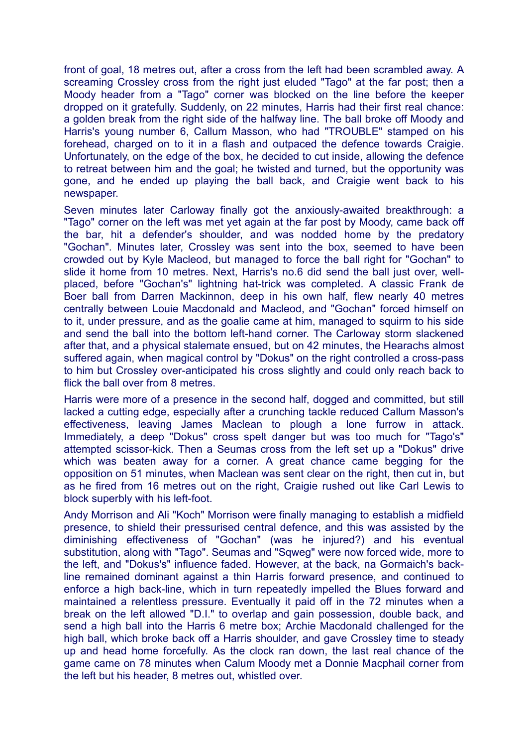front of goal, 18 metres out, after a cross from the left had been scrambled away. A screaming Crossley cross from the right just eluded "Tago" at the far post; then a Moody header from a "Tago" corner was blocked on the line before the keeper dropped on it gratefully. Suddenly, on 22 minutes, Harris had their first real chance: a golden break from the right side of the halfway line. The ball broke off Moody and Harris's young number 6, Callum Masson, who had "TROUBLE" stamped on his forehead, charged on to it in a flash and outpaced the defence towards Craigie. Unfortunately, on the edge of the box, he decided to cut inside, allowing the defence to retreat between him and the goal; he twisted and turned, but the opportunity was gone, and he ended up playing the ball back, and Craigie went back to his newspaper.

Seven minutes later Carloway finally got the anxiously-awaited breakthrough: a "Tago" corner on the left was met yet again at the far post by Moody, came back off the bar, hit a defender's shoulder, and was nodded home by the predatory "Gochan". Minutes later, Crossley was sent into the box, seemed to have been crowded out by Kyle Macleod, but managed to force the ball right for "Gochan" to slide it home from 10 metres. Next, Harris's no.6 did send the ball just over, well-placed, before "Gochan's" lightning hat-trick was completed. A classic Frank de Boer ball from Darren Mackinnon, deep in his own half, flew nearly 40 metres centrally between Louie Macdonald and Macleod, and "Gochan" forced himself on to it, under pressure, and as the goalie came at him, managed to squirm to his side and send the ball into the bottom left-hand corner. The Carloway storm slackened after that, and a physical stalemate ensued, but on 42 minutes, the Hearachs almost suffered again, when magical control by "Dokus" on the right controlled a cross-pass to him but Crossley over-anticipated his cross slightly and could only reach back to flick the ball over from 8 metres.

Harris were more of a presence in the second half, dogged and committed, but still lacked a cutting edge, especially after a crunching tackle reduced Callum Masson's effectiveness, leaving James Maclean to plough a lone furrow in attack. Immediately, a deep "Dokus" cross spelt danger but was too much for "Tago's" attempted scissor-kick. Then a Seumas cross from the left set up a "Dokus" drive which was beaten away for a corner. A great chance came begging for the opposition on 51 minutes, when Maclean was sent clear on the right, then cut in, but as he fired from 16 metres out on the right, Craigie rushed out like Carl Lewis to block superbly with his left-foot.

Andy Morrison and Ali "Koch" Morrison were finally managing to establish a midfield presence, to shield their pressurised central defence, and this was assisted by the diminishing effectiveness of "Gochan" (was he injured?) and his eventual substitution, along with "Tago". Seumas and "Sqweg" were now forced wide, more to the left, and "Dokus's" influence faded. However, at the back, na Gormaich's back-line remained dominant against a thin Harris forward presence, and continued to enforce a high back-line, which in turn repeatedly impelled the Blues forward and maintained a relentless pressure. Eventually it paid off in the 72 minutes when a break on the left allowed "D.I." to overlap and gain possession, double back, and send a high ball into the Harris 6 metre box; Archie Macdonald challenged for the high ball, which broke back off a Harris shoulder, and gave Crossley time to steady up and head home forcefully. As the clock ran down, the last real chance of the game came on 78 minutes when Calum Moody met a Donnie Macphail corner from the left but his header, 8 metres out, whistled over.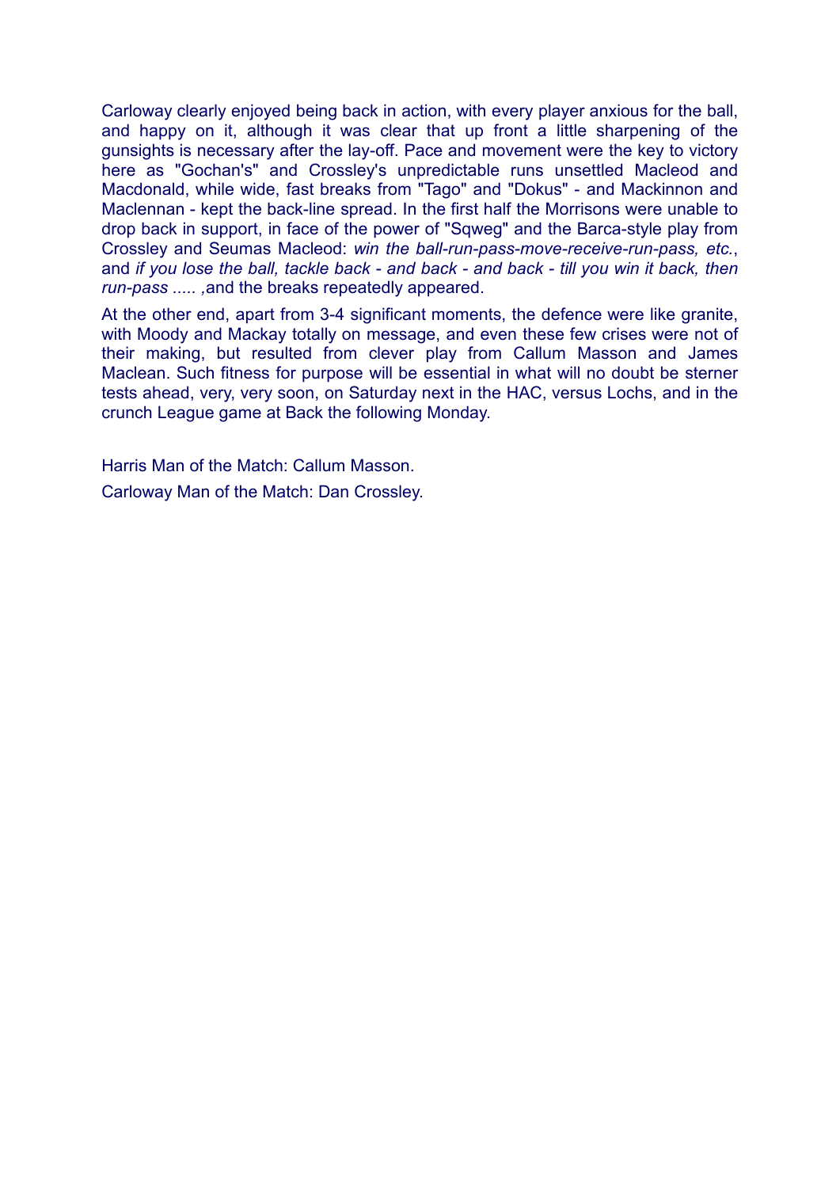Carloway clearly enjoyed being back in action, with every player anxious for the ball, and happy on it, although it was clear that up front a little sharpening of the gunsights is necessary after the lay-off. Pace and movement were the key to victory here as "Gochan's" and Crossley's unpredictable runs unsettled Macleod and Macdonald, while wide, fast breaks from "Tago" and "Dokus" - and Mackinnon and Maclennan - kept the back-line spread. In the first half the Morrisons were unable to drop back in support, in face of the power of "Sqweg" and the Barca-style play from Crossley and Seumas Macleod: *win the ball-run-pass-move-receive-run-pass, etc.*, and *if you lose the ball, tackle back - and back - and back - till you win it back, then run-pass ..... ,*and the breaks repeatedly appeared.

At the other end, apart from 3-4 significant moments, the defence were like granite, with Moody and Mackay totally on message, and even these few crises were not of their making, but resulted from clever play from Callum Masson and James Maclean. Such fitness for purpose will be essential in what will no doubt be sterner tests ahead, very, very soon, on Saturday next in the HAC, versus Lochs, and in the crunch League game at Back the following Monday.

Harris Man of the Match: Callum Masson.

Carloway Man of the Match: Dan Crossley.